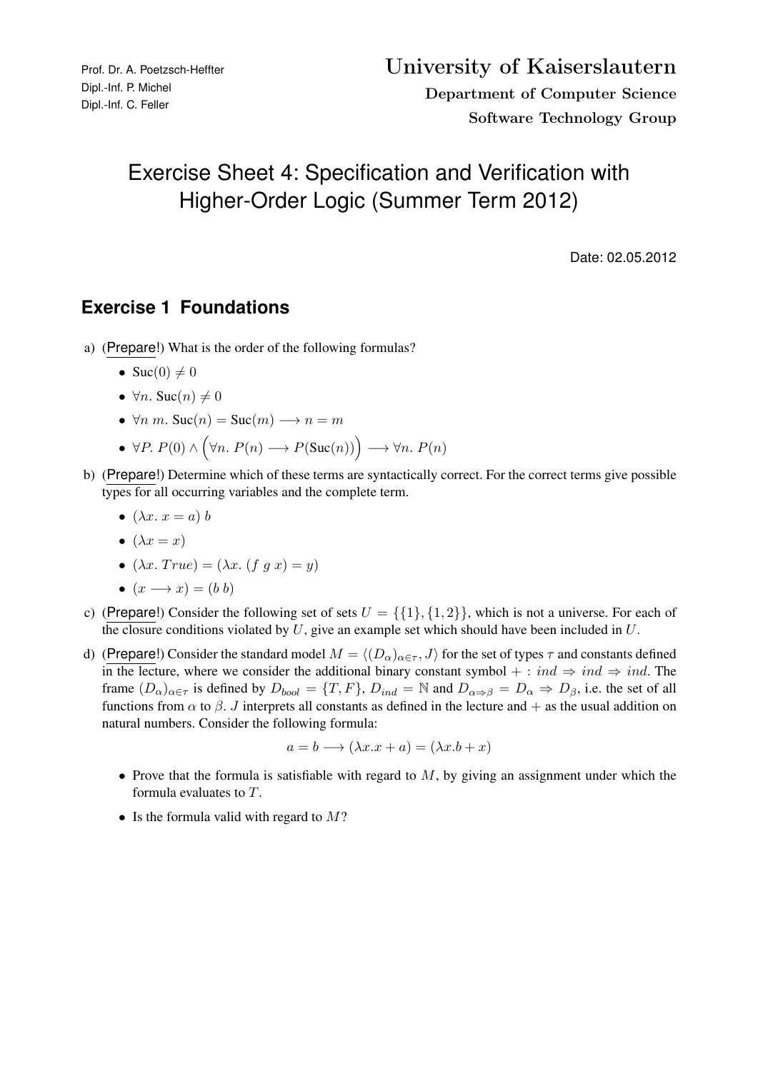Prof. Dr. A. Poetzsch-Heffter
Dipl.-Inf. P. Michel
Dipl.-Inf. C. Feller

**University of Kaiserslautern**
**Department of Computer Science**
**Software Technology Group**

# Exercise Sheet 4: Specification and Verification with Higher-Order Logic (Summer Term 2012)

Date: 02.05.2012

## Exercise 1 Foundations

a) (Prepare!) What is the order of the following formulas?

- $\text{Suc}(0) \neq 0$
- $\forall n.\ \text{Suc}(n) \neq 0$
- $\forall n\ m.\ \text{Suc}(n) = \text{Suc}(m) \longrightarrow n = m$
- $\forall P.\ P(0) \wedge \Big(\forall n.\ P(n) \longrightarrow P(\text{Suc}(n))\Big) \longrightarrow \forall n.\ P(n)$

b) (Prepare!) Determine which of these terms are syntactically correct. For the correct terms give possible types for all occurring variables and the complete term.

- $(\lambda x.\ x = a)\ b$
- $(\lambda x = x)$
- $(\lambda x.\ True) = (\lambda x.\ (f\ g\ x) = y)$
- $(x \longrightarrow x) = (b\ b)$

c) (Prepare!) Consider the following set of sets $U = \{\{1\}, \{1, 2\}\}$, which is not a universe. For each of the closure conditions violated by $U$, give an example set which should have been included in $U$.

d) (Prepare!) Consider the standard model $M = \langle (D_\alpha)_{\alpha \in \tau}, J \rangle$ for the set of types $\tau$ and constants defined in the lecture, where we consider the additional binary constant symbol $+ : ind \Rightarrow ind \Rightarrow ind$. The frame $(D_\alpha)_{\alpha \in \tau}$ is defined by $D_{bool} = \{T, F\}$, $D_{ind} = \mathbb{N}$ and $D_{\alpha \Rightarrow \beta} = D_\alpha \Rightarrow D_\beta$, i.e. the set of all functions from $\alpha$ to $\beta$. $J$ interprets all constants as defined in the lecture and $+$ as the usual addition on natural numbers. Consider the following formula:

$$a = b \longrightarrow (\lambda x.x + a) = (\lambda x.b + x)$$

- Prove that the formula is satisfiable with regard to $M$, by giving an assignment under which the formula evaluates to $T$.
- Is the formula valid with regard to $M$?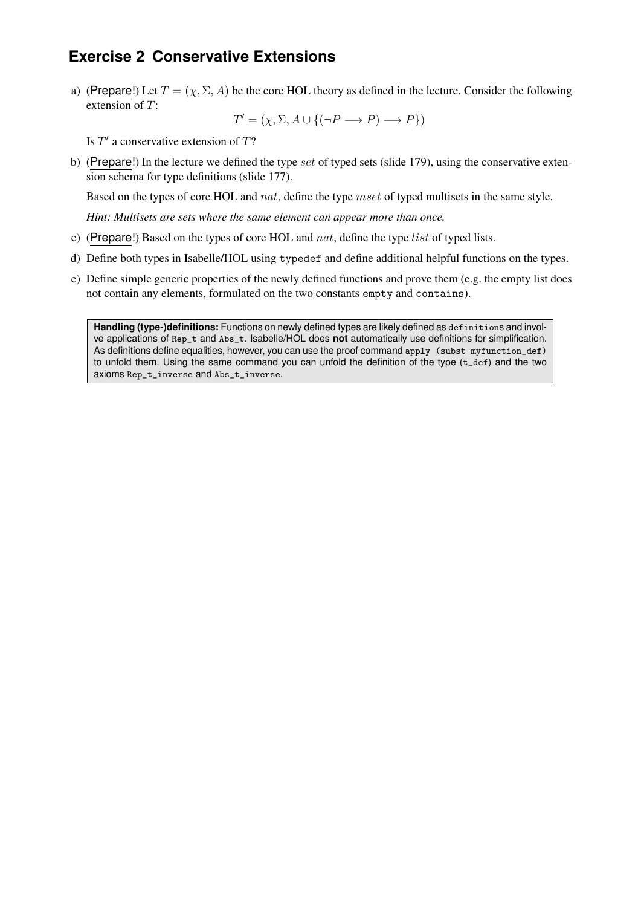## Exercise 2 Conservative Extensions

a) (Prepare!) Let $T = (\chi, \Sigma, A)$ be the core HOL theory as defined in the lecture. Consider the following extension of $T$:

$$T' = (\chi, \Sigma, A \cup \{(\neg P \longrightarrow P) \longrightarrow P\})$$

Is $T'$ a conservative extension of $T$?

b) (Prepare!) In the lecture we defined the type $set$ of typed sets (slide 179), using the conservative extension schema for type definitions (slide 177).

Based on the types of core HOL and $nat$, define the type $mset$ of typed multisets in the same style.

*Hint: Multisets are sets where the same element can appear more than once.*

c) (Prepare!) Based on the types of core HOL and $nat$, define the type $list$ of typed lists.

d) Define both types in Isabelle/HOL using `typedef` and define additional helpful functions on the types.

e) Define simple generic properties of the newly defined functions and prove them (e.g. the empty list does not contain any elements, formulated on the two constants `empty` and `contains`).

> **Handling (type-)definitions:** Functions on newly defined types are likely defined as `definitions` and involve applications of `Rep_t` and `Abs_t`. Isabelle/HOL does **not** automatically use definitions for simplification. As definitions define equalities, however, you can use the proof command `apply (subst myfunction_def)` to unfold them. Using the same command you can unfold the definition of the type (`t_def`) and the two axioms `Rep_t_inverse` and `Abs_t_inverse`.